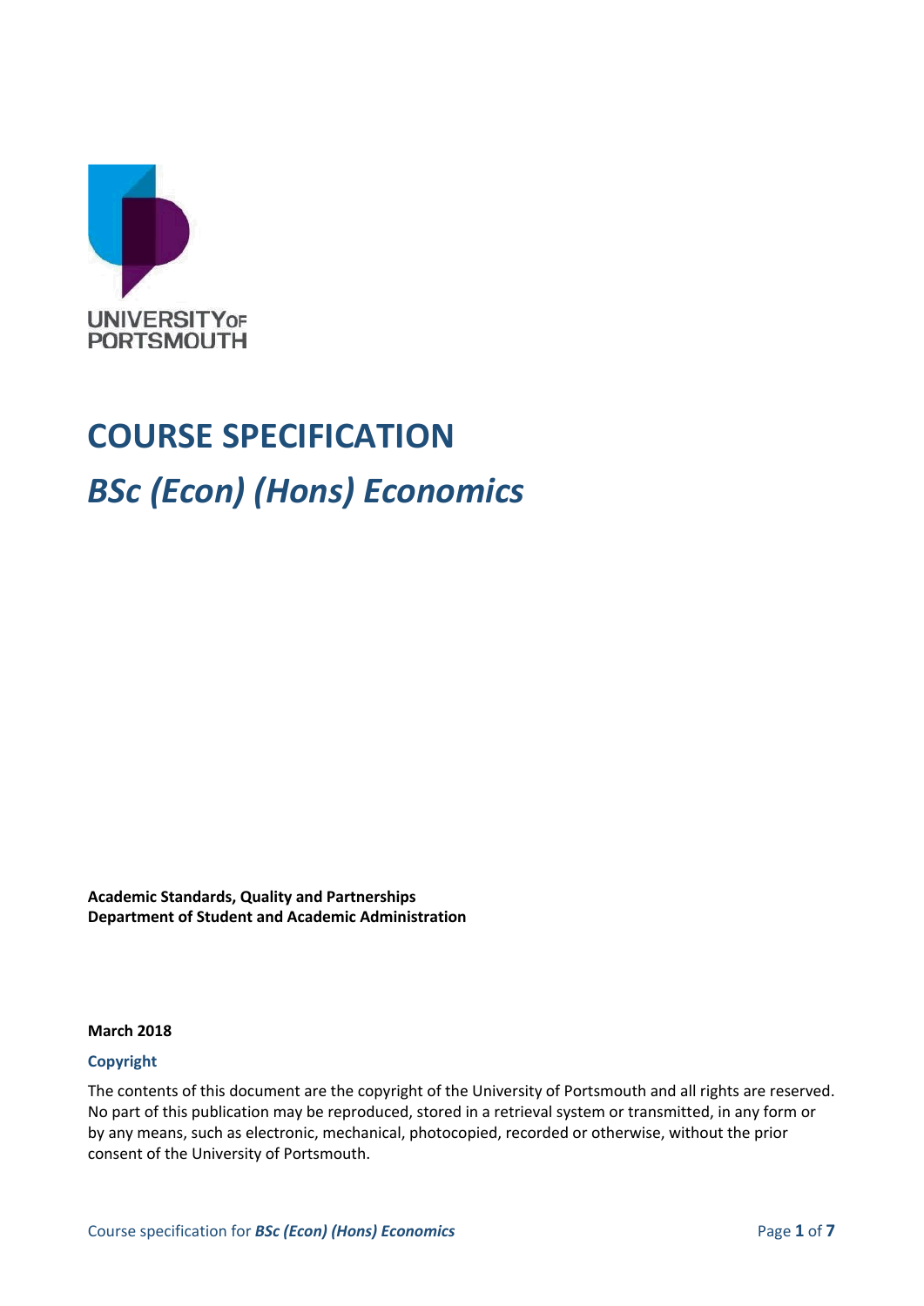UNIVERSITY OF PORTSMOUTH

# COURSE SPECIFICATION

## *BSc (Econ) (Hons) Economics*

**Academic Standards, Quality and Partnerships**
**Department of Student and Academic Administration**

**March 2018**

**Copyright**

The contents of this document are the copyright of the University of Portsmouth and all rights are reserved. No part of this publication may be reproduced, stored in a retrieval system or transmitted, in any form or by any means, such as electronic, mechanical, photocopied, recorded or otherwise, without the prior consent of the University of Portsmouth.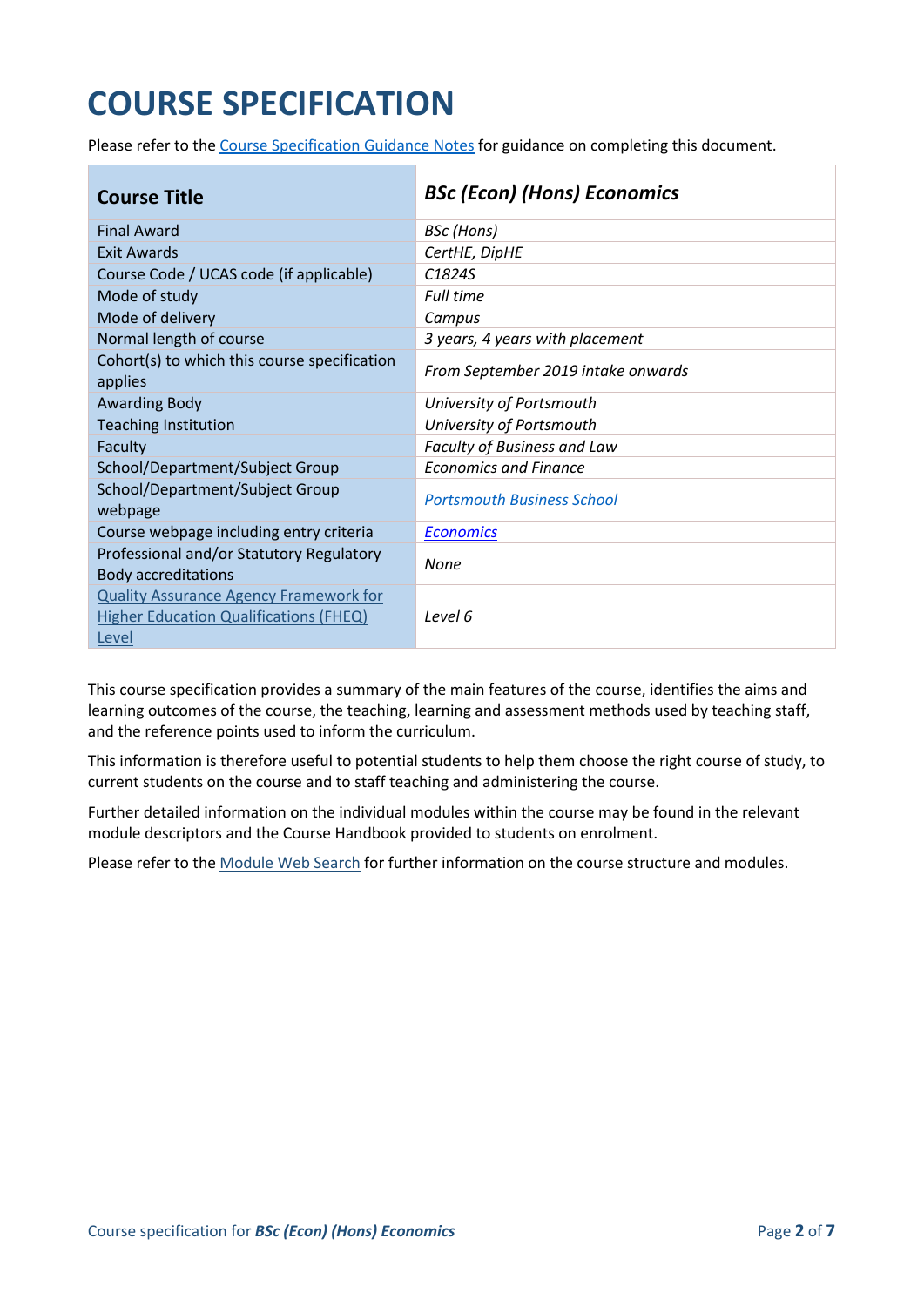# COURSE SPECIFICATION

Please refer to the Course Specification Guidance Notes for guidance on completing this document.

| **Course Title** | ***BSc (Econ) (Hons) Economics*** |
|---|---|
| Final Award | *BSc (Hons)* |
| Exit Awards | *CertHE, DipHE* |
| Course Code / UCAS code (if applicable) | *C1824S* |
| Mode of study | *Full time* |
| Mode of delivery | *Campus* |
| Normal length of course | *3 years, 4 years with placement* |
| Cohort(s) to which this course specification applies | *From September 2019 intake onwards* |
| Awarding Body | *University of Portsmouth* |
| Teaching Institution | *University of Portsmouth* |
| Faculty | *Faculty of Business and Law* |
| School/Department/Subject Group | *Economics and Finance* |
| School/Department/Subject Group webpage | *Portsmouth Business School* |
| Course webpage including entry criteria | *Economics* |
| Professional and/or Statutory Regulatory Body accreditations | *None* |
| Quality Assurance Agency Framework for Higher Education Qualifications (FHEQ) Level | *Level 6* |

This course specification provides a summary of the main features of the course, identifies the aims and learning outcomes of the course, the teaching, learning and assessment methods used by teaching staff, and the reference points used to inform the curriculum.

This information is therefore useful to potential students to help them choose the right course of study, to current students on the course and to staff teaching and administering the course.

Further detailed information on the individual modules within the course may be found in the relevant module descriptors and the Course Handbook provided to students on enrolment.

Please refer to the Module Web Search for further information on the course structure and modules.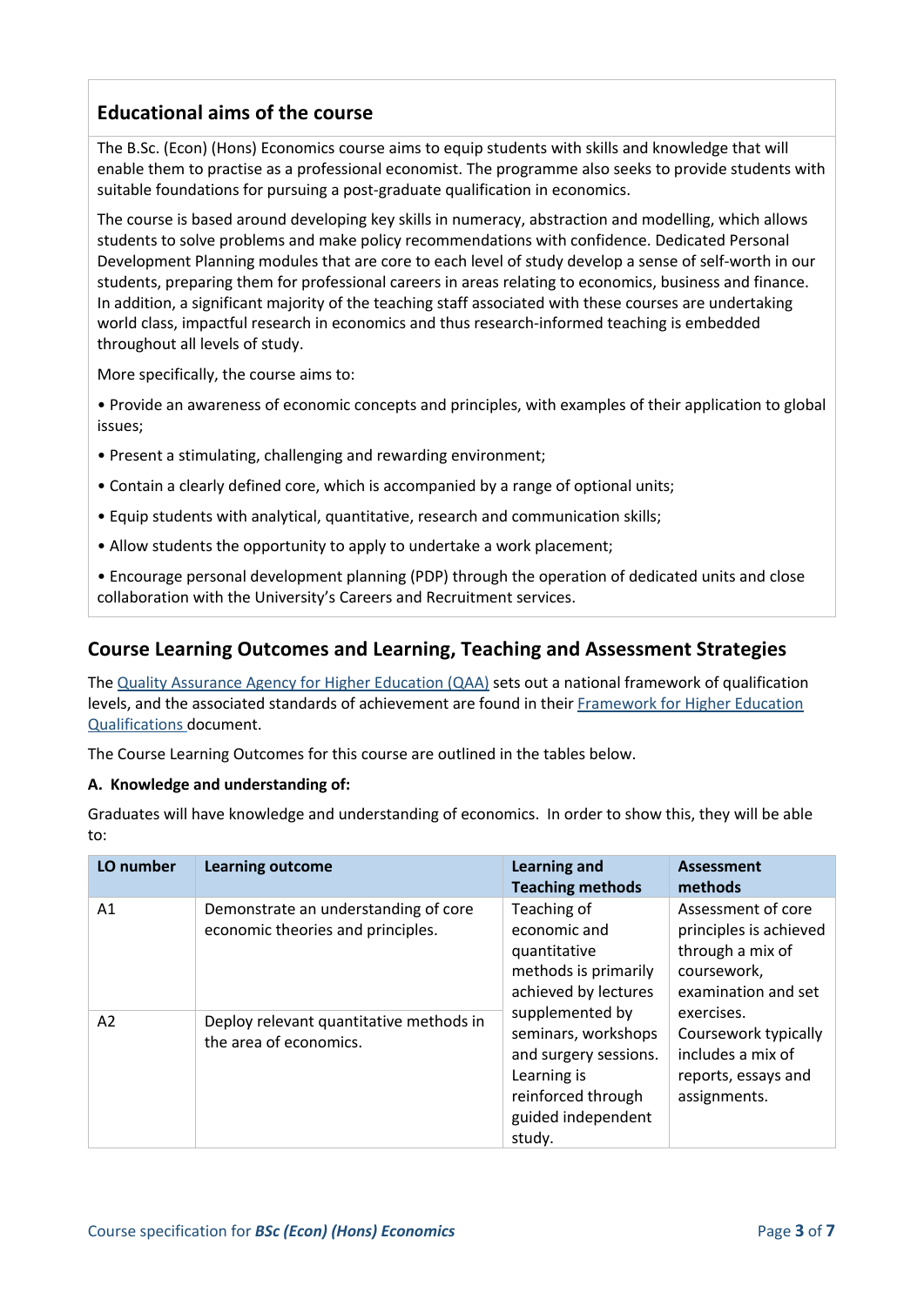## Educational aims of the course

The B.Sc. (Econ) (Hons) Economics course aims to equip students with skills and knowledge that will enable them to practise as a professional economist. The programme also seeks to provide students with suitable foundations for pursuing a post-graduate qualification in economics.

The course is based around developing key skills in numeracy, abstraction and modelling, which allows students to solve problems and make policy recommendations with confidence. Dedicated Personal Development Planning modules that are core to each level of study develop a sense of self-worth in our students, preparing them for professional careers in areas relating to economics, business and finance. In addition, a significant majority of the teaching staff associated with these courses are undertaking world class, impactful research in economics and thus research-informed teaching is embedded throughout all levels of study.

More specifically, the course aims to:

- Provide an awareness of economic concepts and principles, with examples of their application to global issues;
- Present a stimulating, challenging and rewarding environment;
- Contain a clearly defined core, which is accompanied by a range of optional units;
- Equip students with analytical, quantitative, research and communication skills;
- Allow students the opportunity to apply to undertake a work placement;
- Encourage personal development planning (PDP) through the operation of dedicated units and close collaboration with the University's Careers and Recruitment services.

## Course Learning Outcomes and Learning, Teaching and Assessment Strategies

The [Quality Assurance Agency for Higher Education (QAA)](#) sets out a national framework of qualification levels, and the associated standards of achievement are found in their [Framework for Higher Education Qualifications](#) document.

The Course Learning Outcomes for this course are outlined in the tables below.

**A. Knowledge and understanding of:**

Graduates will have knowledge and understanding of economics. In order to show this, they will be able to:

| LO number | Learning outcome | Learning and Teaching methods | Assessment methods |
|---|---|---|---|
| A1 | Demonstrate an understanding of core economic theories and principles. | Teaching of economic and quantitative methods is primarily achieved by lectures supplemented by seminars, workshops and surgery sessions. Learning is reinforced through guided independent study. | Assessment of core principles is achieved through a mix of coursework, examination and set exercises. Coursework typically includes a mix of reports, essays and assignments. |
| A2 | Deploy relevant quantitative methods in the area of economics. | | |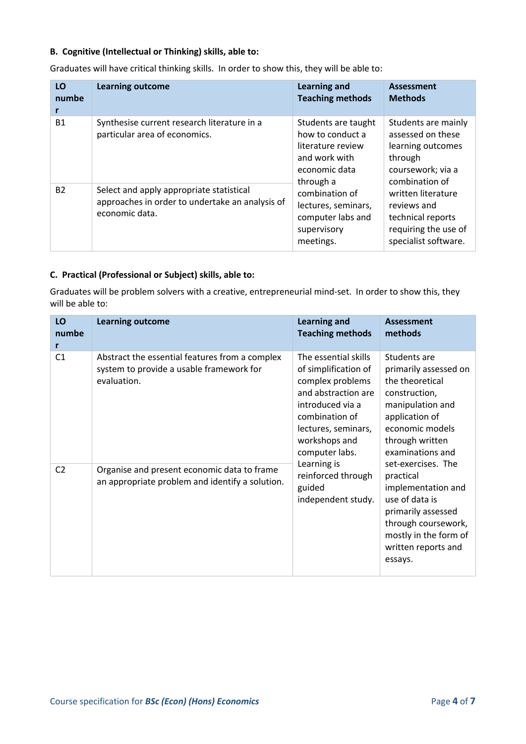**B. Cognitive (Intellectual or Thinking) skills, able to:**

Graduates will have critical thinking skills. In order to show this, they will be able to:

| LO number | Learning outcome | Learning and Teaching methods | Assessment Methods |
|---|---|---|---|
| B1 | Synthesise current research literature in a particular area of economics. | Students are taught how to conduct a literature review and work with economic data through a combination of lectures, seminars, computer labs and supervisory meetings. | Students are mainly assessed on these learning outcomes through coursework; via a combination of written literature reviews and technical reports requiring the use of specialist software. |
| B2 | Select and apply appropriate statistical approaches in order to undertake an analysis of economic data. | | |

**C. Practical (Professional or Subject) skills, able to:**

Graduates will be problem solvers with a creative, entrepreneurial mind-set. In order to show this, they will be able to:

| LO number | Learning outcome | Learning and Teaching methods | Assessment methods |
|---|---|---|---|
| C1 | Abstract the essential features from a complex system to provide a usable framework for evaluation. | The essential skills of simplification of complex problems and abstraction are introduced via a combination of lectures, seminars, workshops and computer labs. Learning is reinforced through guided independent study. | Students are primarily assessed on the theoretical construction, manipulation and application of economic models through written examinations and set-exercises. The practical implementation and use of data is primarily assessed through coursework, mostly in the form of written reports and essays. |
| C2 | Organise and present economic data to frame an appropriate problem and identify a solution. | | |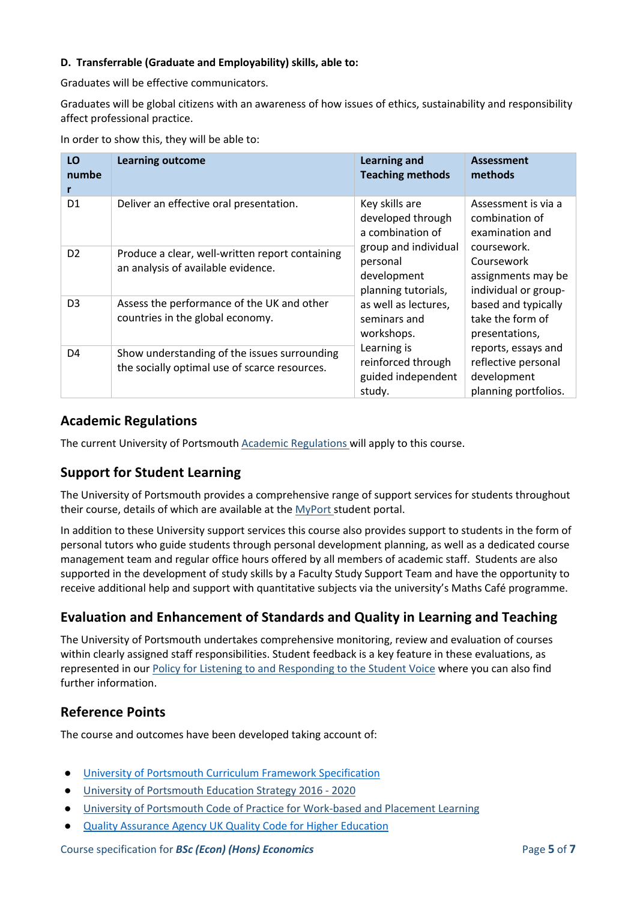**D. Transferrable (Graduate and Employability) skills, able to:**

Graduates will be effective communicators.

Graduates will be global citizens with an awareness of how issues of ethics, sustainability and responsibility affect professional practice.

In order to show this, they will be able to:

| LO number | Learning outcome | Learning and Teaching methods | Assessment methods |
|---|---|---|---|
| D1 | Deliver an effective oral presentation. | Key skills are developed through a combination of group and individual personal development planning tutorials, as well as lectures, seminars and workshops. Learning is reinforced through guided independent study. | Assessment is via a combination of examination and coursework. Coursework assignments may be individual or group-based and typically take the form of presentations, reports, essays and reflective personal development planning portfolios. |
| D2 | Produce a clear, well-written report containing an analysis of available evidence. | | |
| D3 | Assess the performance of the UK and other countries in the global economy. | | |
| D4 | Show understanding of the issues surrounding the socially optimal use of scarce resources. | | |

## Academic Regulations

The current University of Portsmouth Academic Regulations will apply to this course.

## Support for Student Learning

The University of Portsmouth provides a comprehensive range of support services for students throughout their course, details of which are available at the MyPort student portal.

In addition to these University support services this course also provides support to students in the form of personal tutors who guide students through personal development planning, as well as a dedicated course management team and regular office hours offered by all members of academic staff. Students are also supported in the development of study skills by a Faculty Study Support Team and have the opportunity to receive additional help and support with quantitative subjects via the university's Maths Café programme.

## Evaluation and Enhancement of Standards and Quality in Learning and Teaching

The University of Portsmouth undertakes comprehensive monitoring, review and evaluation of courses within clearly assigned staff responsibilities. Student feedback is a key feature in these evaluations, as represented in our Policy for Listening to and Responding to the Student Voice where you can also find further information.

## Reference Points

The course and outcomes have been developed taking account of:

- University of Portsmouth Curriculum Framework Specification
- University of Portsmouth Education Strategy 2016 - 2020
- University of Portsmouth Code of Practice for Work-based and Placement Learning
- Quality Assurance Agency UK Quality Code for Higher Education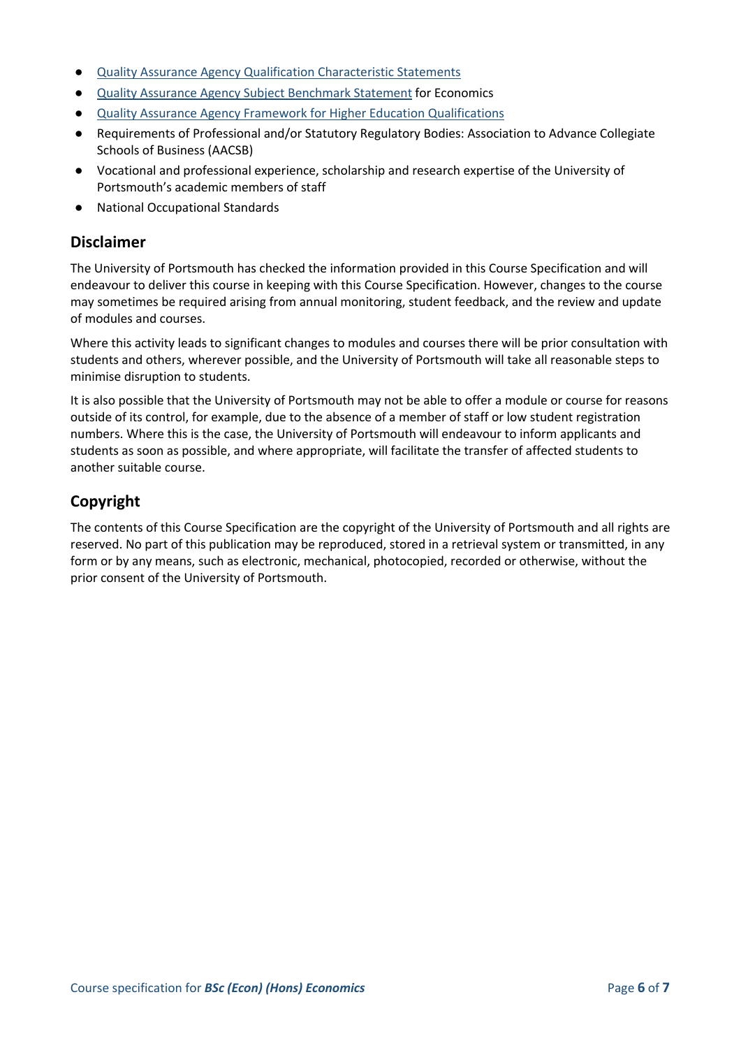- Quality Assurance Agency Qualification Characteristic Statements
- Quality Assurance Agency Subject Benchmark Statement for Economics
- Quality Assurance Agency Framework for Higher Education Qualifications
- Requirements of Professional and/or Statutory Regulatory Bodies: Association to Advance Collegiate Schools of Business (AACSB)
- Vocational and professional experience, scholarship and research expertise of the University of Portsmouth's academic members of staff
- National Occupational Standards

## Disclaimer

The University of Portsmouth has checked the information provided in this Course Specification and will endeavour to deliver this course in keeping with this Course Specification. However, changes to the course may sometimes be required arising from annual monitoring, student feedback, and the review and update of modules and courses.

Where this activity leads to significant changes to modules and courses there will be prior consultation with students and others, wherever possible, and the University of Portsmouth will take all reasonable steps to minimise disruption to students.

It is also possible that the University of Portsmouth may not be able to offer a module or course for reasons outside of its control, for example, due to the absence of a member of staff or low student registration numbers. Where this is the case, the University of Portsmouth will endeavour to inform applicants and students as soon as possible, and where appropriate, will facilitate the transfer of affected students to another suitable course.

## Copyright

The contents of this Course Specification are the copyright of the University of Portsmouth and all rights are reserved. No part of this publication may be reproduced, stored in a retrieval system or transmitted, in any form or by any means, such as electronic, mechanical, photocopied, recorded or otherwise, without the prior consent of the University of Portsmouth.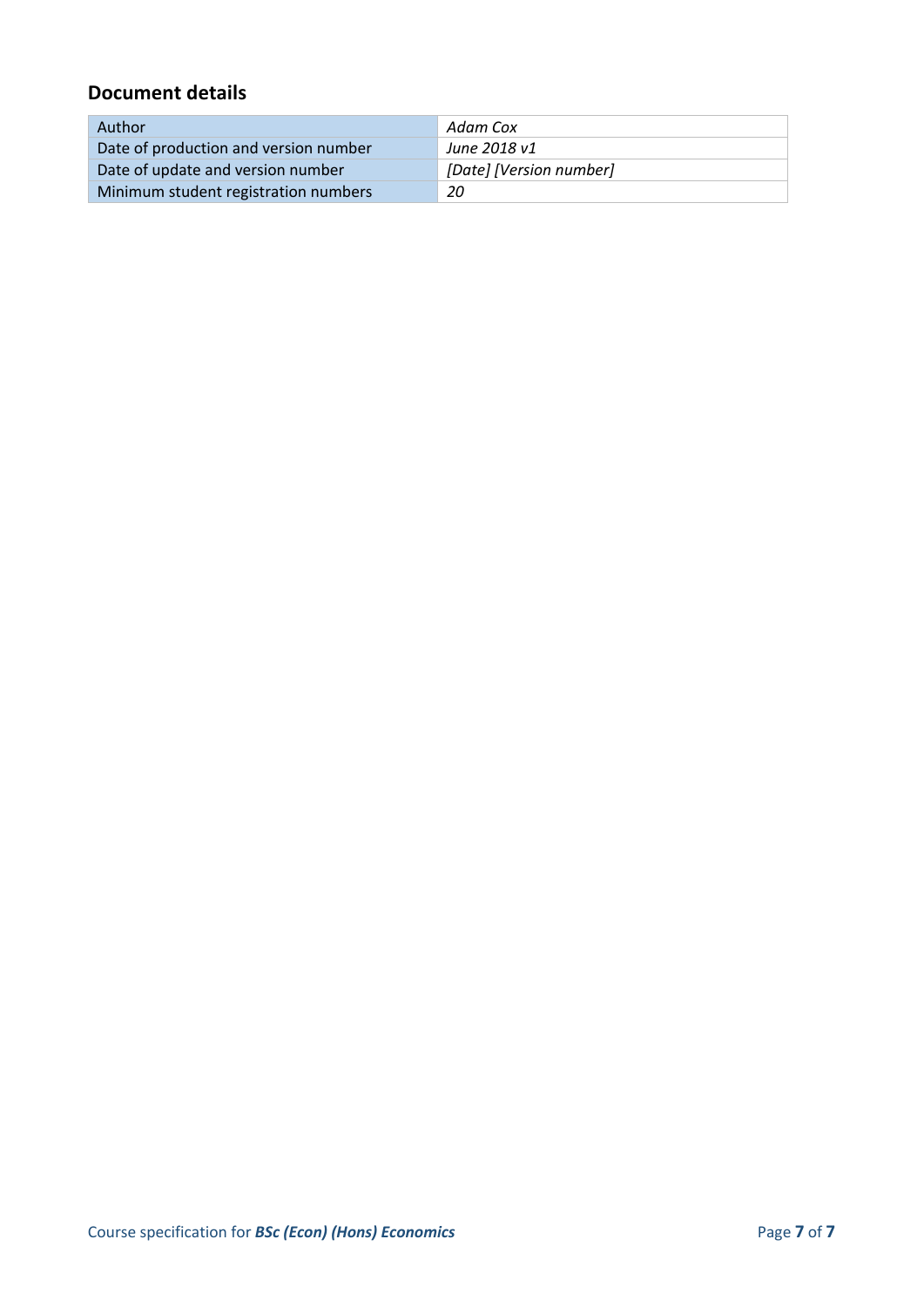## Document details

| | |
|---|---|
| Author | *Adam Cox* |
| Date of production and version number | *June 2018 v1* |
| Date of update and version number | *[Date] [Version number]* |
| Minimum student registration numbers | *20* |